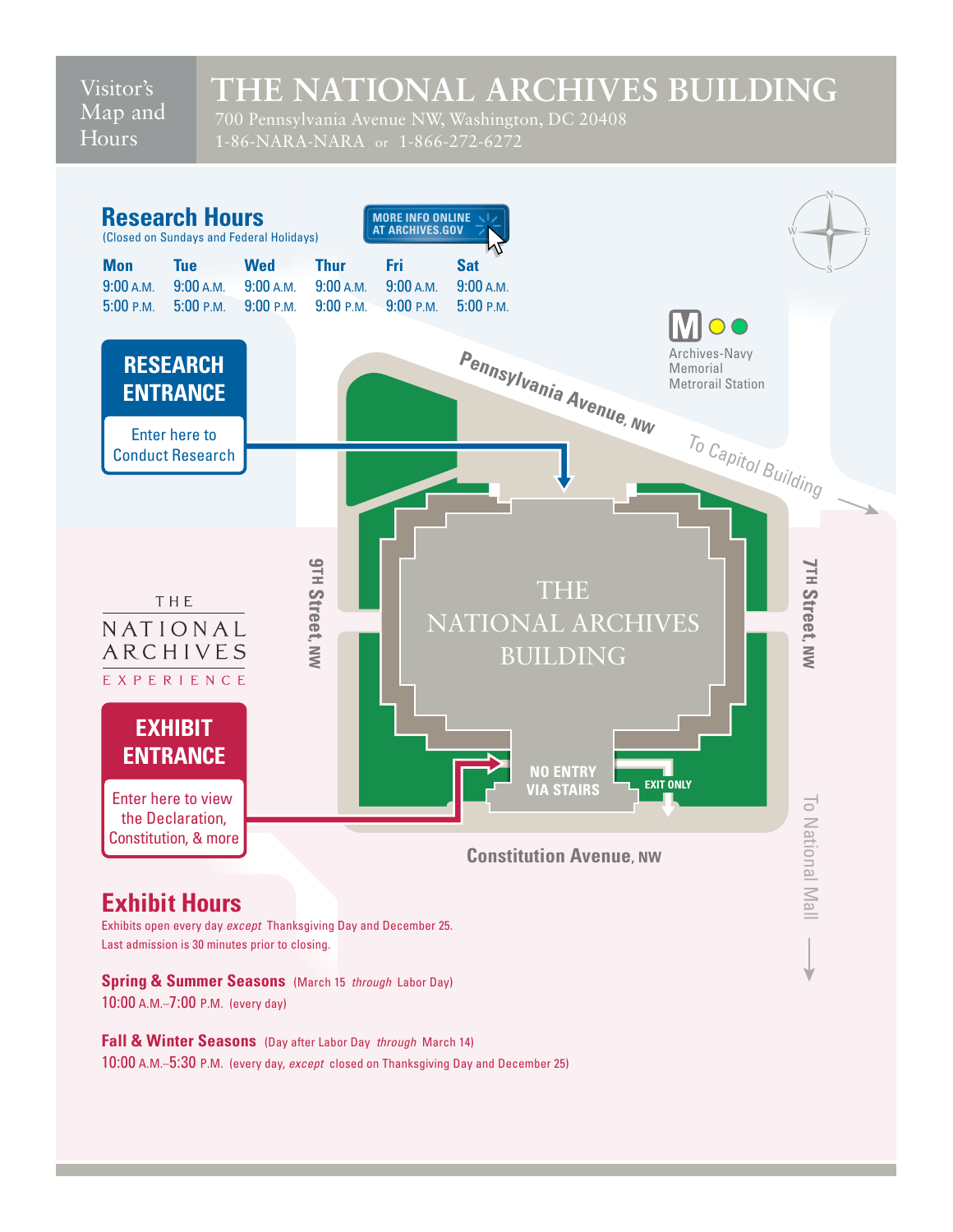Visitor's Map and Hours

# THE NATIONAL ARCHIVES BUILDING

700 Pennsylvania Avenue NW, Washington, DC 20408
1-86-NARA-NARA or 1-866-272-6272

## Research Hours

(Closed on Sundays and Federal Holidays)

MORE INFO ONLINE AT ARCHIVES.GOV

| Mon | Tue | Wed | Thur | Fri | Sat |
|---|---|---|---|---|---|
| 9:00 A.M. | 9:00 A.M. | 9:00 A.M. | 9:00 A.M. | 9:00 A.M. | 9:00 A.M. |
| 5:00 P.M. | 5:00 P.M. | 9:00 P.M. | 9:00 P.M. | 9:00 P.M. | 5:00 P.M. |

**RESEARCH ENTRANCE**

Enter here to Conduct Research

Archives-Navy Memorial Metrorail Station

Pennsylvania Avenue, NW

To Capitol Building

9TH Street, NW

7TH Street, NW

THE NATIONAL ARCHIVES BUILDING

THE NATIONAL ARCHIVES EXPERIENCE

**EXHIBIT ENTRANCE**

Enter here to view the Declaration, Constitution, & more

NO ENTRY VIA STAIRS

EXIT ONLY

Constitution Avenue, NW

To National Mall

## Exhibit Hours

Exhibits open every day *except* Thanksgiving Day and December 25.
Last admission is 30 minutes prior to closing.

**Spring & Summer Seasons** (March 15 *through* Labor Day)
10:00 A.M.–7:00 P.M. (every day)

**Fall & Winter Seasons** (Day after Labor Day *through* March 14)
10:00 A.M.–5:30 P.M. (every day, *except* closed on Thanksgiving Day and December 25)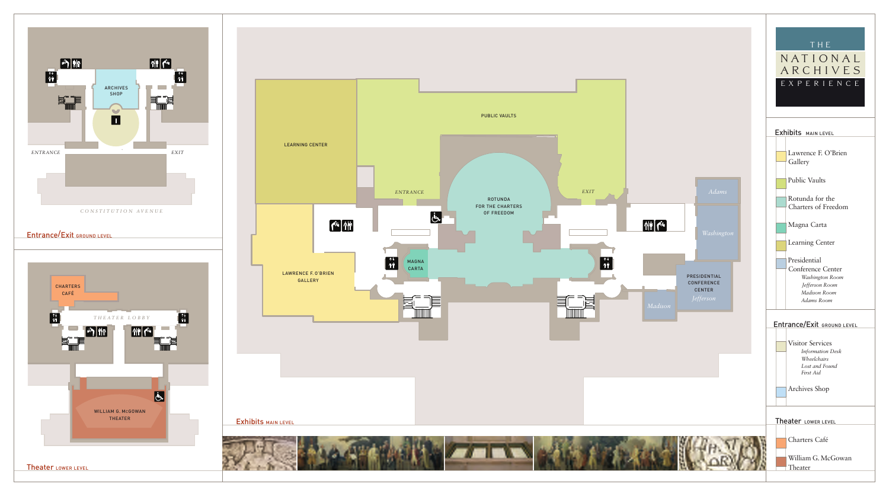# THE NATIONAL ARCHIVES EXPERIENCE

## Exhibits MAIN LEVEL

- Lawrence F. O'Brien Gallery
- Public Vaults
- Rotunda for the Charters of Freedom
- Magna Carta
- Learning Center
- Presidential Conference Center
  - *Washington Room*
  - *Jefferson Room*
  - *Madison Room*
  - *Adams Room*

## Entrance/Exit GROUND LEVEL

- Visitor Services
  - *Information Desk*
  - *Wheelchairs*
  - *Lost and Found*
  - *First Aid*
- Archives Shop

## Theater LOWER LEVEL

- Charters Café
- William G. McGowan Theater

---

### Entrance/Exit GROUND LEVEL

ARCHIVES SHOP

ENTRANCE

EXIT

CONSTITUTION AVENUE

### Theater LOWER LEVEL

CHARTERS CAFÉ

THEATER LOBBY

WILLIAM G. MCGOWAN THEATER

### Exhibits MAIN LEVEL

LEARNING CENTER

PUBLIC VAULTS

ENTRANCE

ROTUNDA FOR THE CHARTERS OF FREEDOM

EXIT

*Adams*

*Washington*

LAWRENCE F. O'BRIEN GALLERY

MAGNA CARTA

PRESIDENTIAL CONFERENCE CENTER

*Jefferson*

*Madison*